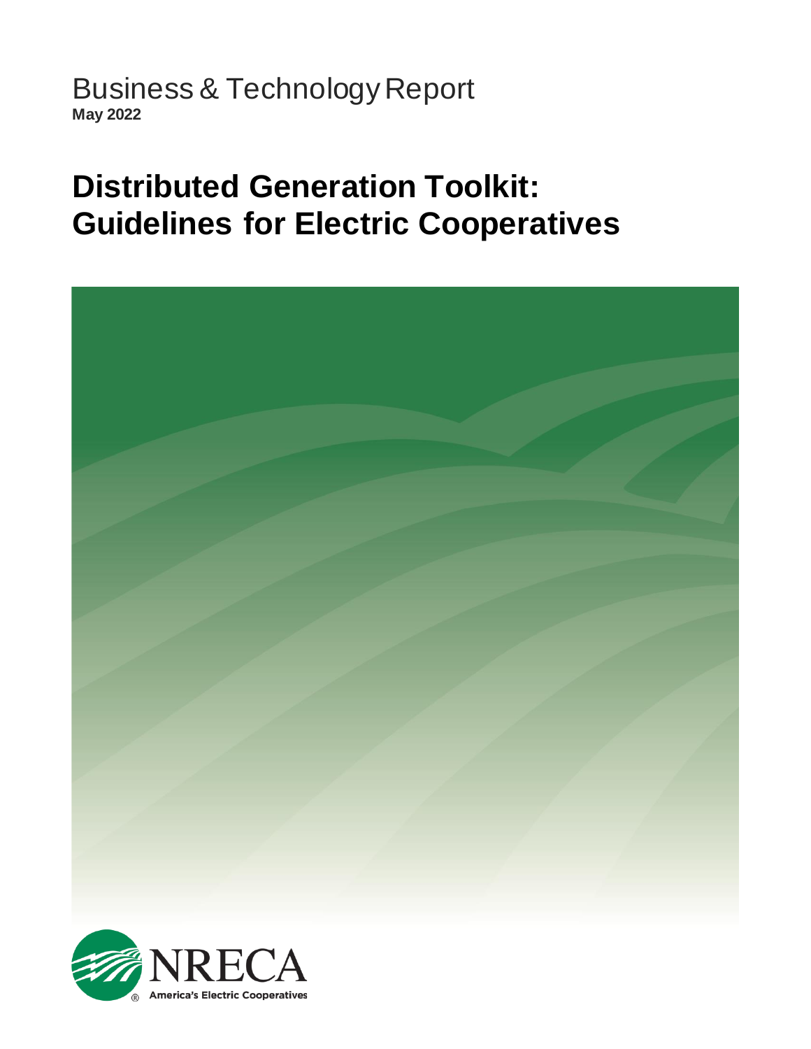Business & Technology Report
**May 2022**

# Distributed Generation Toolkit: Guidelines for Electric Cooperatives

NRECA
America's Electric Cooperatives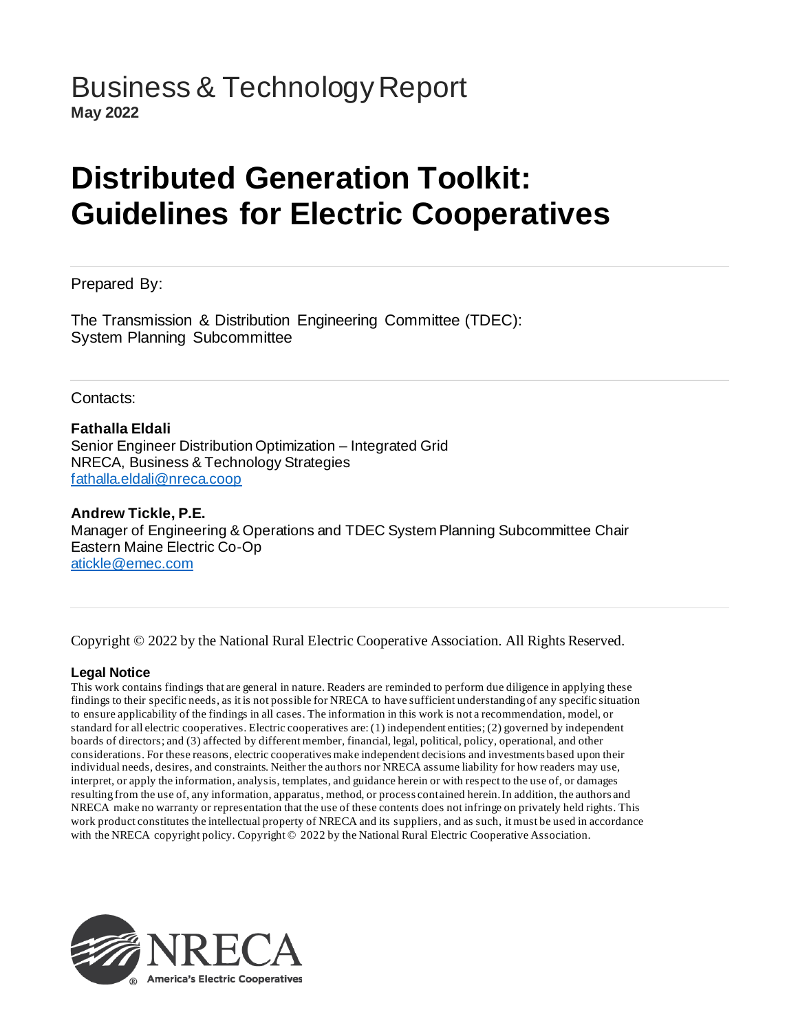Business & Technology Report
**May 2022**

# Distributed Generation Toolkit: Guidelines for Electric Cooperatives

Prepared By:

The Transmission & Distribution Engineering Committee (TDEC): System Planning Subcommittee

Contacts:

**Fathalla Eldali**
Senior Engineer Distribution Optimization – Integrated Grid
NRECA, Business & Technology Strategies
fathalla.eldali@nreca.coop

**Andrew Tickle, P.E.**
Manager of Engineering & Operations and TDEC System Planning Subcommittee Chair
Eastern Maine Electric Co-Op
atickle@emec.com

Copyright © 2022 by the National Rural Electric Cooperative Association. All Rights Reserved.

**Legal Notice**
This work contains findings that are general in nature. Readers are reminded to perform due diligence in applying these findings to their specific needs, as it is not possible for NRECA to have sufficient understanding of any specific situation to ensure applicability of the findings in all cases. The information in this work is not a recommendation, model, or standard for all electric cooperatives. Electric cooperatives are: (1) independent entities; (2) governed by independent boards of directors; and (3) affected by different member, financial, legal, political, policy, operational, and other considerations. For these reasons, electric cooperatives make independent decisions and investments based upon their individual needs, desires, and constraints. Neither the authors nor NRECA assume liability for how readers may use, interpret, or apply the information, analysis, templates, and guidance herein or with respect to the use of, or damages resulting from the use of, any information, apparatus, method, or process contained herein. In addition, the authors and NRECA make no warranty or representation that the use of these contents does not infringe on privately held rights. This work product constitutes the intellectual property of NRECA and its suppliers, and as such, it must be used in accordance with the NRECA copyright policy. Copyright © 2022 by the National Rural Electric Cooperative Association.

NRECA
America's Electric Cooperatives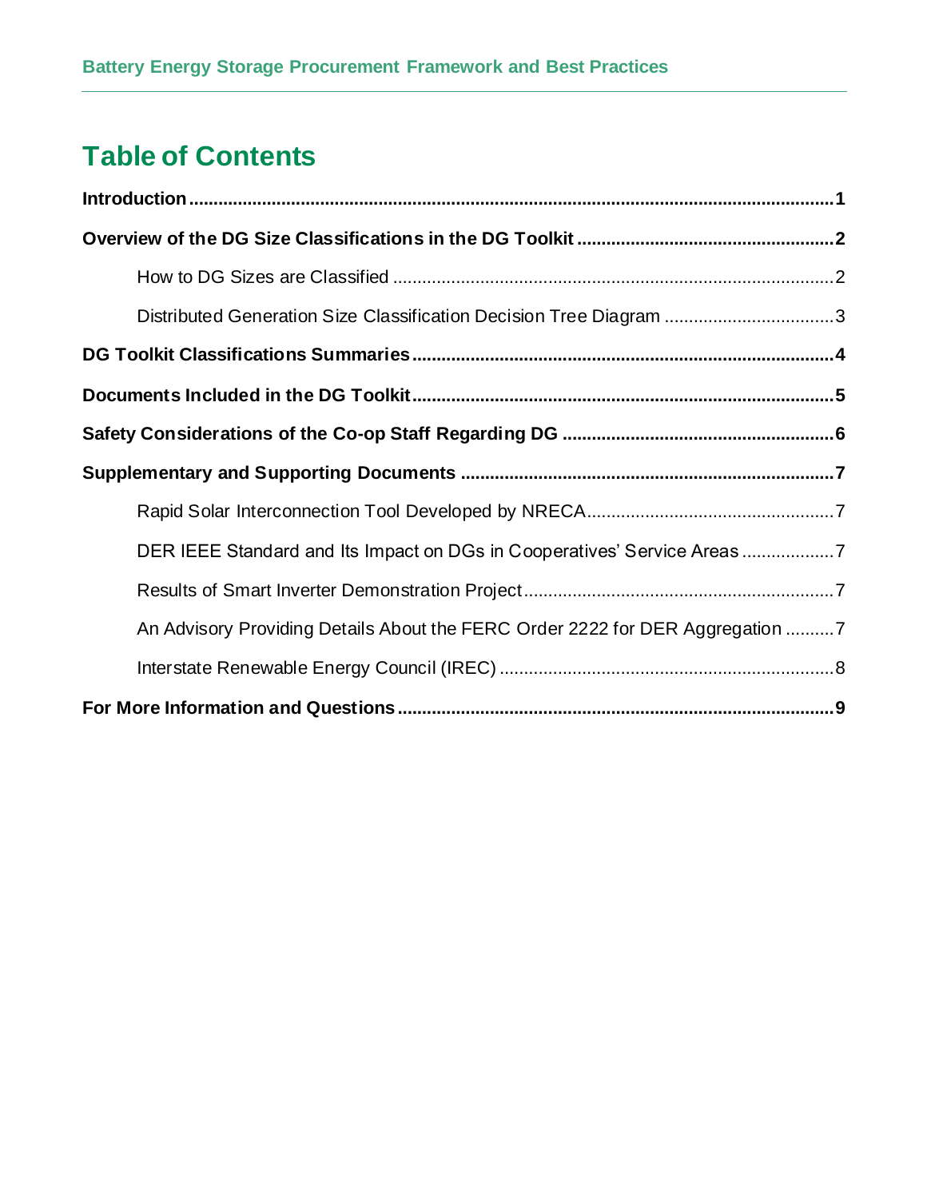# Table of Contents

**Introduction** ........................................ **1**

**Overview of the DG Size Classifications in the DG Toolkit** ........................................ **2**

- How to DG Sizes are Classified ........................................ 2
- Distributed Generation Size Classification Decision Tree Diagram ........................................ 3

**DG Toolkit Classifications Summaries** ........................................ **4**

**Documents Included in the DG Toolkit** ........................................ **5**

**Safety Considerations of the Co-op Staff Regarding DG** ........................................ **6**

**Supplementary and Supporting Documents** ........................................ **7**

- Rapid Solar Interconnection Tool Developed by NRECA ........................................ 7
- DER IEEE Standard and Its Impact on DGs in Cooperatives' Service Areas ........................................ 7
- Results of Smart Inverter Demonstration Project ........................................ 7
- An Advisory Providing Details About the FERC Order 2222 for DER Aggregation ........................................ 7
- Interstate Renewable Energy Council (IREC) ........................................ 8

**For More Information and Questions** ........................................ **9**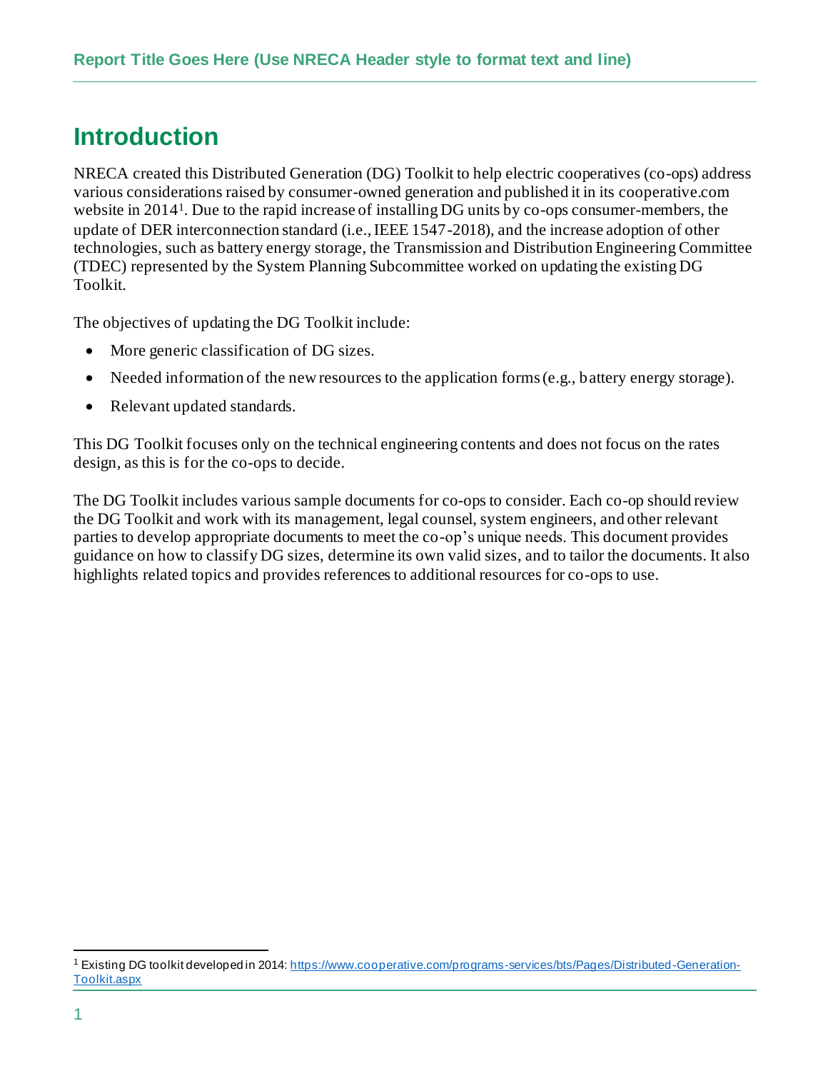# Introduction

NRECA created this Distributed Generation (DG) Toolkit to help electric cooperatives (co-ops) address various considerations raised by consumer-owned generation and published it in its cooperative.com website in 2014[1]. Due to the rapid increase of installing DG units by co-ops consumer-members, the update of DER interconnection standard (i.e., IEEE 1547-2018), and the increase adoption of other technologies, such as battery energy storage, the Transmission and Distribution Engineering Committee (TDEC) represented by the System Planning Subcommittee worked on updating the existing DG Toolkit.

The objectives of updating the DG Toolkit include:

- More generic classification of DG sizes.
- Needed information of the new resources to the application forms (e.g., battery energy storage).
- Relevant updated standards.

This DG Toolkit focuses only on the technical engineering contents and does not focus on the rates design, as this is for the co-ops to decide.

The DG Toolkit includes various sample documents for co-ops to consider. Each co-op should review the DG Toolkit and work with its management, legal counsel, system engineers, and other relevant parties to develop appropriate documents to meet the co-op's unique needs. This document provides guidance on how to classify DG sizes, determine its own valid sizes, and to tailor the documents. It also highlights related topics and provides references to additional resources for co-ops to use.

---

[1] Existing DG toolkit developed in 2014: https://www.cooperative.com/programs-services/bts/Pages/Distributed-Generation-Toolkit.aspx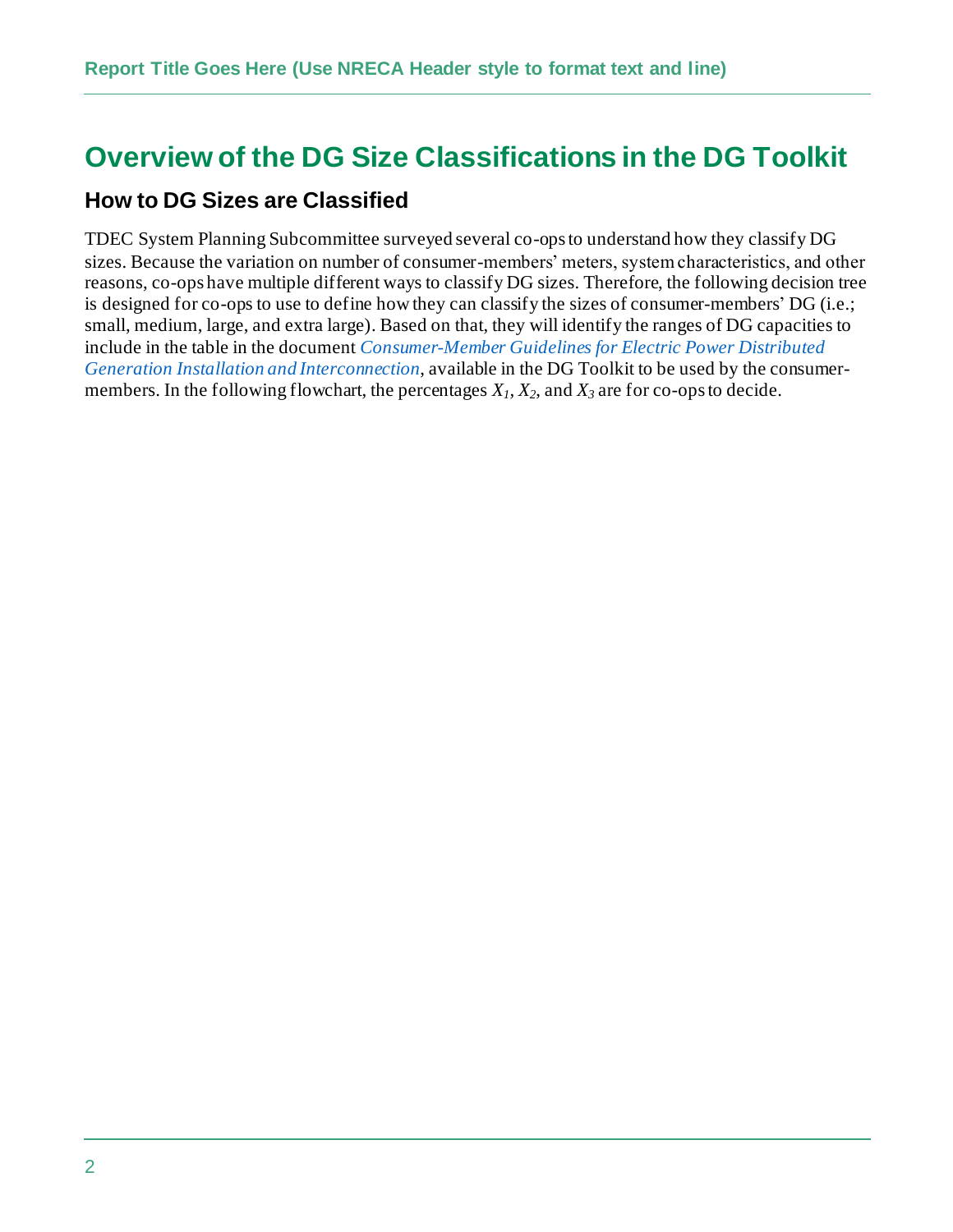# Overview of the DG Size Classifications in the DG Toolkit

## How to DG Sizes are Classified

TDEC System Planning Subcommittee surveyed several co-ops to understand how they classify DG sizes. Because the variation on number of consumer-members' meters, system characteristics, and other reasons, co-ops have multiple different ways to classify DG sizes. Therefore, the following decision tree is designed for co-ops to use to define how they can classify the sizes of consumer-members' DG (i.e.; small, medium, large, and extra large). Based on that, they will identify the ranges of DG capacities to include in the table in the document *Consumer-Member Guidelines for Electric Power Distributed Generation Installation and Interconnection*, available in the DG Toolkit to be used by the consumer-members. In the following flowchart, the percentages $X_1$, $X_2$, and $X_3$ are for co-ops to decide.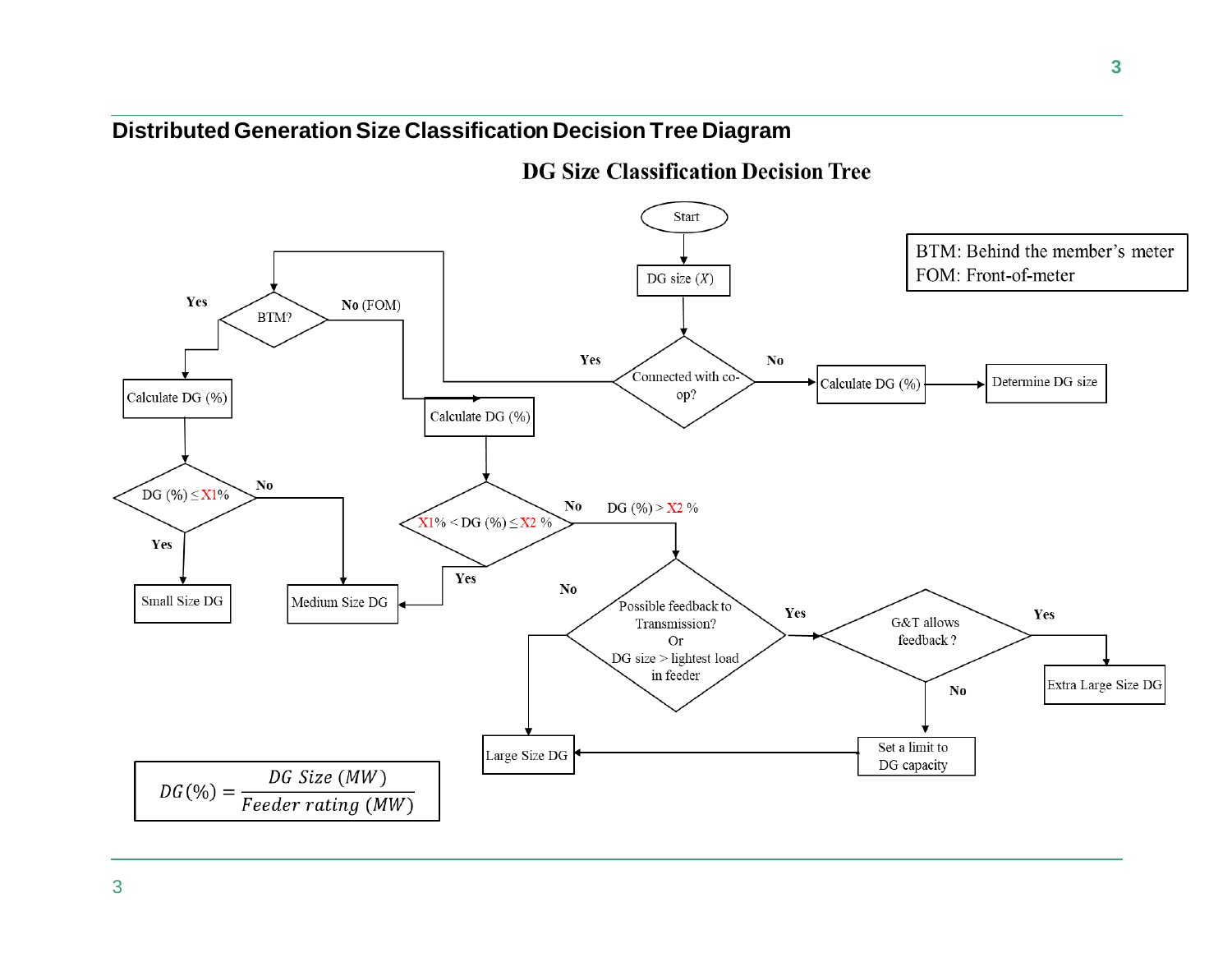## Distributed Generation Size Classification Decision Tree Diagram

**DG Size Classification Decision Tree**

BTM: Behind the member's meter
FOM: Front-of-meter

- Start
- DG size ($X$)
- Connected with co-op?
  - **No** → Calculate DG (%) → Determine DG size
  - **Yes** → BTM?
    - **Yes** → Calculate DG (%) → DG (%) ≤ X1%
      - **Yes** → Small Size DG
      - **No** → Medium Size DG
    - **No** (FOM) → Calculate DG (%) → X1% < DG (%) ≤ X2 %
      - **Yes** → Medium Size DG
      - **No** (DG (%) > X2 %) → Possible feedback to Transmission? Or DG size > lightest load in feeder
        - **No** → Large Size DG
        - **Yes** → G&T allows feedback ?
          - **Yes** → Extra Large Size DG
          - **No** → Set a limit to DG capacity → Large Size DG

$$DG(\%) = \frac{DG\ Size\ (MW)}{Feeder\ rating\ (MW)}$$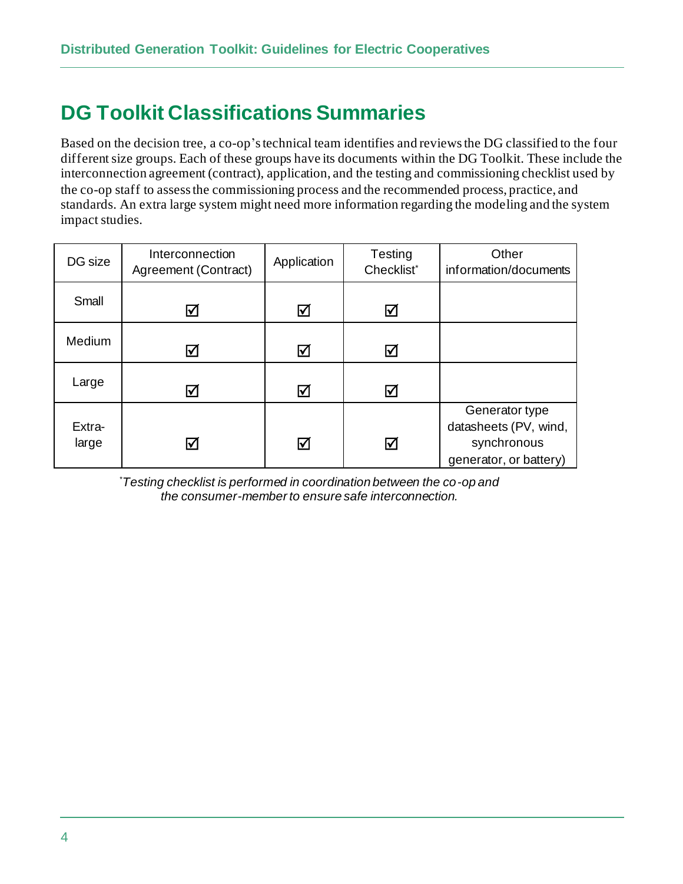## DG Toolkit Classifications Summaries

Based on the decision tree, a co-op's technical team identifies and reviews the DG classified to the four different size groups. Each of these groups have its documents within the DG Toolkit. These include the interconnection agreement (contract), application, and the testing and commissioning checklist used by the co-op staff to assess the commissioning process and the recommended process, practice, and standards. An extra large system might need more information regarding the modeling and the system impact studies.

| DG size | Interconnection Agreement (Contract) | Application | Testing Checklist* | Other information/documents |
|---|---|---|---|---|
| Small | ☑ | ☑ | ☑ | |
| Medium | ☑ | ☑ | ☑ | |
| Large | ☑ | ☑ | ☑ | |
| Extra-large | ☑ | ☑ | ☑ | Generator type datasheets (PV, wind, synchronous generator, or battery) |

*\*Testing checklist is performed in coordination between the co-op and the consumer-member to ensure safe interconnection.*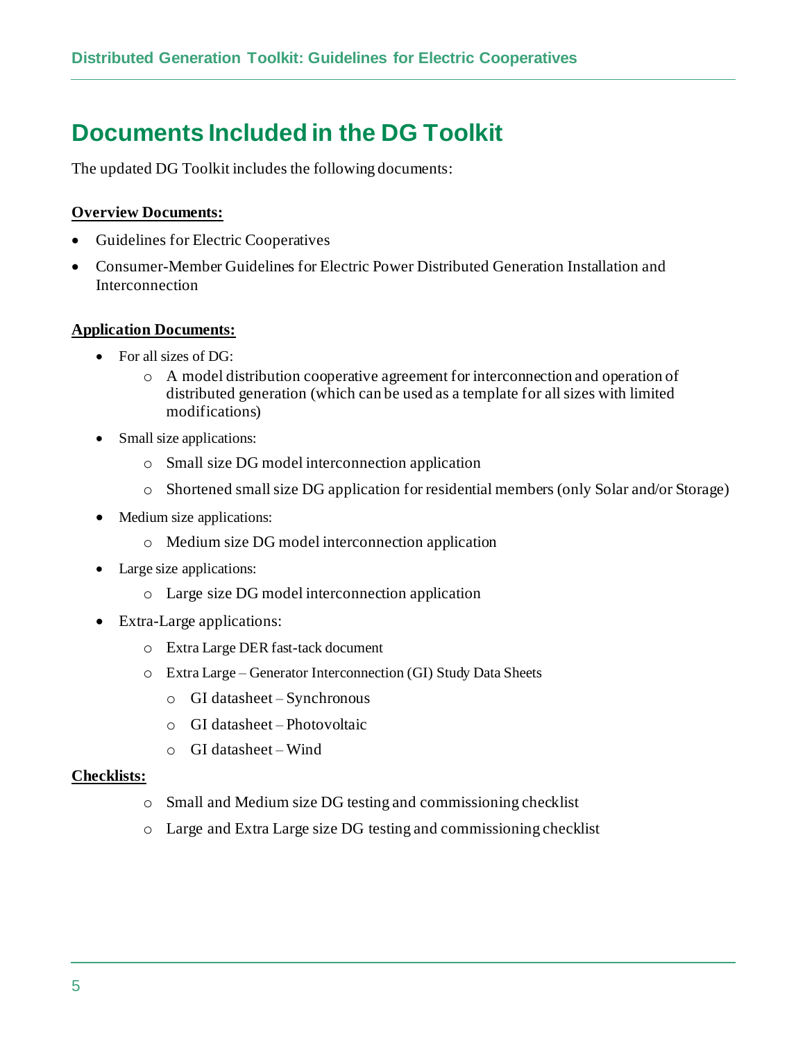# Documents Included in the DG Toolkit

The updated DG Toolkit includes the following documents:

**Overview Documents:**

- Guidelines for Electric Cooperatives
- Consumer-Member Guidelines for Electric Power Distributed Generation Installation and Interconnection

**Application Documents:**

- For all sizes of DG:
  - A model distribution cooperative agreement for interconnection and operation of distributed generation (which can be used as a template for all sizes with limited modifications)
- Small size applications:
  - Small size DG model interconnection application
  - Shortened small size DG application for residential members (only Solar and/or Storage)
- Medium size applications:
  - Medium size DG model interconnection application
- Large size applications:
  - Large size DG model interconnection application
- Extra-Large applications:
  - Extra Large DER fast-tack document
  - Extra Large – Generator Interconnection (GI) Study Data Sheets
    - GI datasheet – Synchronous
    - GI datasheet – Photovoltaic
    - GI datasheet – Wind

**Checklists:**

- Small and Medium size DG testing and commissioning checklist
- Large and Extra Large size DG testing and commissioning checklist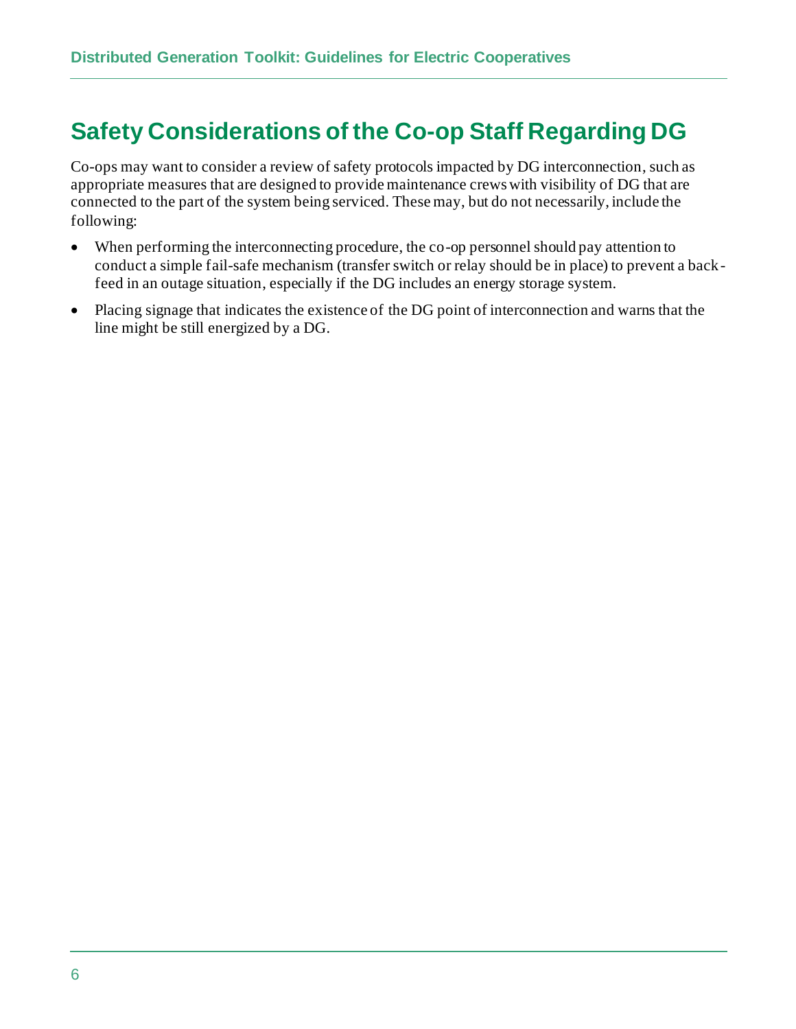## Safety Considerations of the Co-op Staff Regarding DG

Co-ops may want to consider a review of safety protocols impacted by DG interconnection, such as appropriate measures that are designed to provide maintenance crews with visibility of DG that are connected to the part of the system being serviced. These may, but do not necessarily, include the following:

- When performing the interconnecting procedure, the co-op personnel should pay attention to conduct a simple fail-safe mechanism (transfer switch or relay should be in place) to prevent a back-feed in an outage situation, especially if the DG includes an energy storage system.
- Placing signage that indicates the existence of the DG point of interconnection and warns that the line might be still energized by a DG.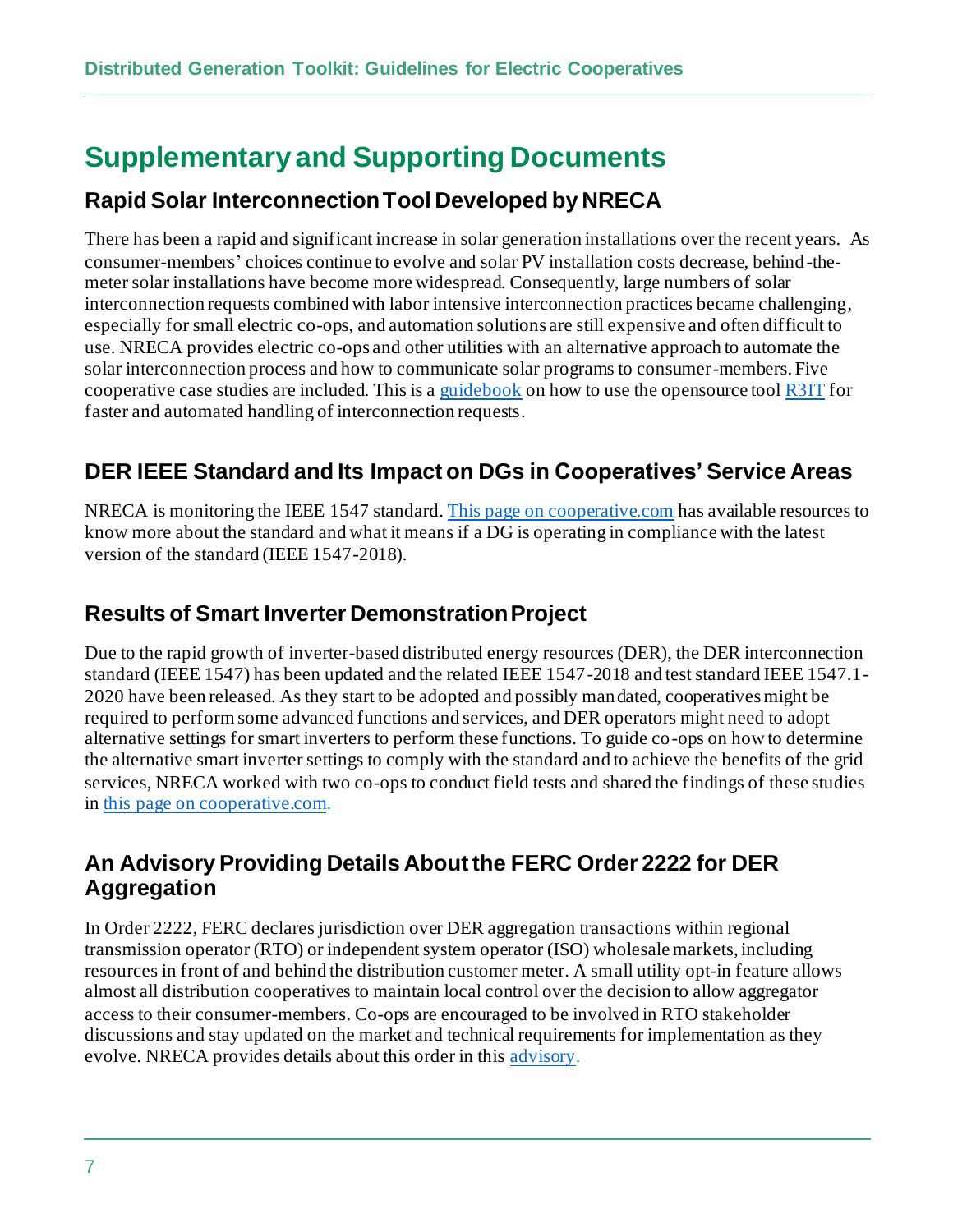# Supplementary and Supporting Documents

## Rapid Solar Interconnection Tool Developed by NRECA

There has been a rapid and significant increase in solar generation installations over the recent years. As consumer-members' choices continue to evolve and solar PV installation costs decrease, behind-the-meter solar installations have become more widespread. Consequently, large numbers of solar interconnection requests combined with labor intensive interconnection practices became challenging, especially for small electric co-ops, and automation solutions are still expensive and often difficult to use. NRECA provides electric co-ops and other utilities with an alternative approach to automate the solar interconnection process and how to communicate solar programs to consumer-members. Five cooperative case studies are included. This is a guidebook on how to use the opensource tool R3IT for faster and automated handling of interconnection requests.

## DER IEEE Standard and Its Impact on DGs in Cooperatives' Service Areas

NRECA is monitoring the IEEE 1547 standard. This page on cooperative.com has available resources to know more about the standard and what it means if a DG is operating in compliance with the latest version of the standard (IEEE 1547-2018).

## Results of Smart Inverter Demonstration Project

Due to the rapid growth of inverter-based distributed energy resources (DER), the DER interconnection standard (IEEE 1547) has been updated and the related IEEE 1547-2018 and test standard IEEE 1547.1-2020 have been released. As they start to be adopted and possibly mandated, cooperatives might be required to perform some advanced functions and services, and DER operators might need to adopt alternative settings for smart inverters to perform these functions. To guide co-ops on how to determine the alternative smart inverter settings to comply with the standard and to achieve the benefits of the grid services, NRECA worked with two co-ops to conduct field tests and shared the findings of these studies in this page on cooperative.com.

## An Advisory Providing Details About the FERC Order 2222 for DER Aggregation

In Order 2222, FERC declares jurisdiction over DER aggregation transactions within regional transmission operator (RTO) or independent system operator (ISO) wholesale markets, including resources in front of and behind the distribution customer meter. A small utility opt-in feature allows almost all distribution cooperatives to maintain local control over the decision to allow aggregator access to their consumer-members. Co-ops are encouraged to be involved in RTO stakeholder discussions and stay updated on the market and technical requirements for implementation as they evolve. NRECA provides details about this order in this advisory.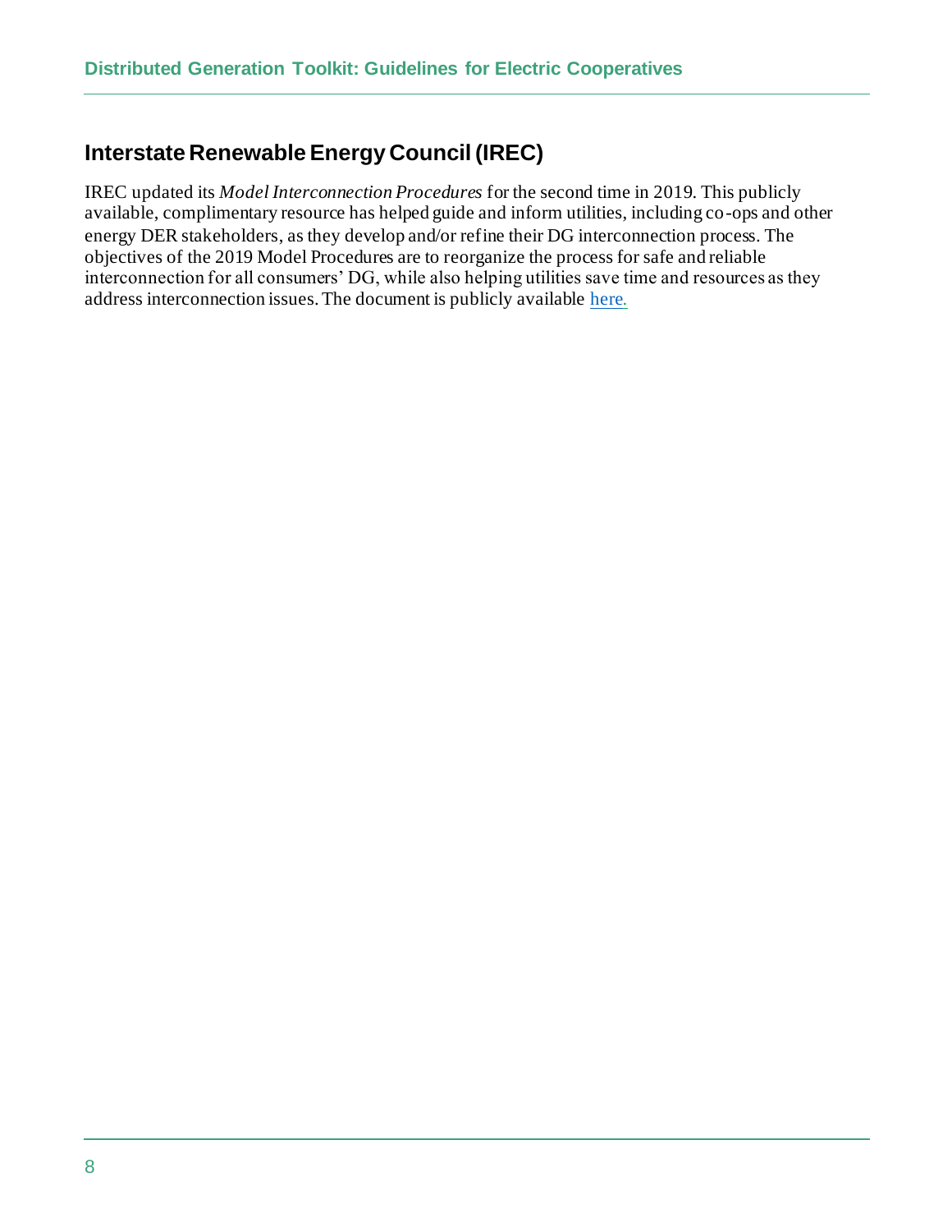## Interstate Renewable Energy Council (IREC)

IREC updated its *Model Interconnection Procedures* for the second time in 2019. This publicly available, complimentary resource has helped guide and inform utilities, including co-ops and other energy DER stakeholders, as they develop and/or refine their DG interconnection process. The objectives of the 2019 Model Procedures are to reorganize the process for safe and reliable interconnection for all consumers' DG, while also helping utilities save time and resources as they address interconnection issues. The document is publicly available here.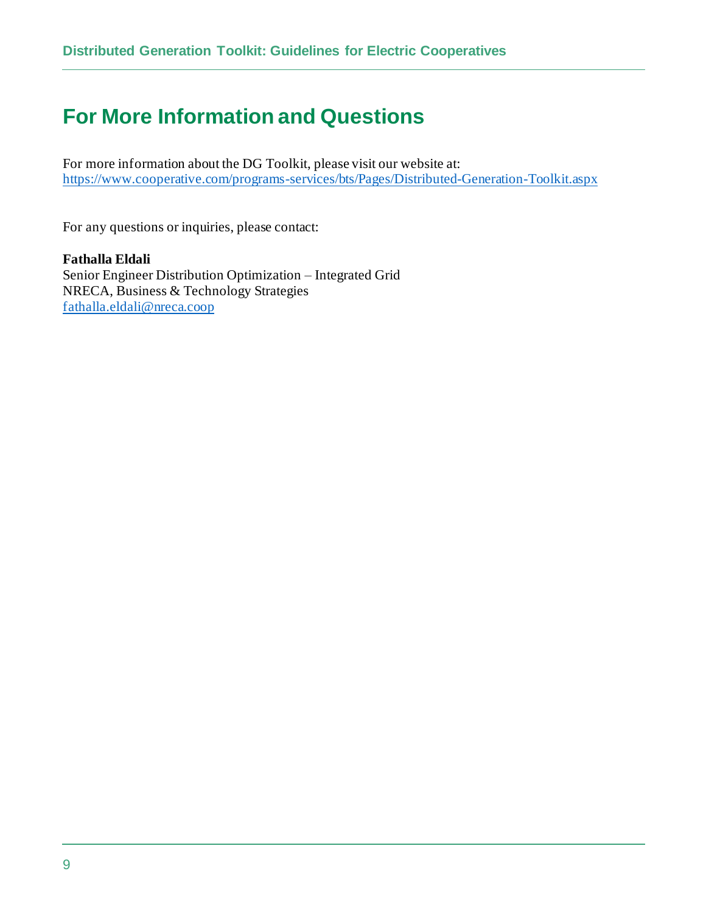# For More Information and Questions

For more information about the DG Toolkit, please visit our website at:
https://www.cooperative.com/programs-services/bts/Pages/Distributed-Generation-Toolkit.aspx

For any questions or inquiries, please contact:

**Fathalla Eldali**
Senior Engineer Distribution Optimization – Integrated Grid
NRECA, Business & Technology Strategies
fathalla.eldali@nreca.coop